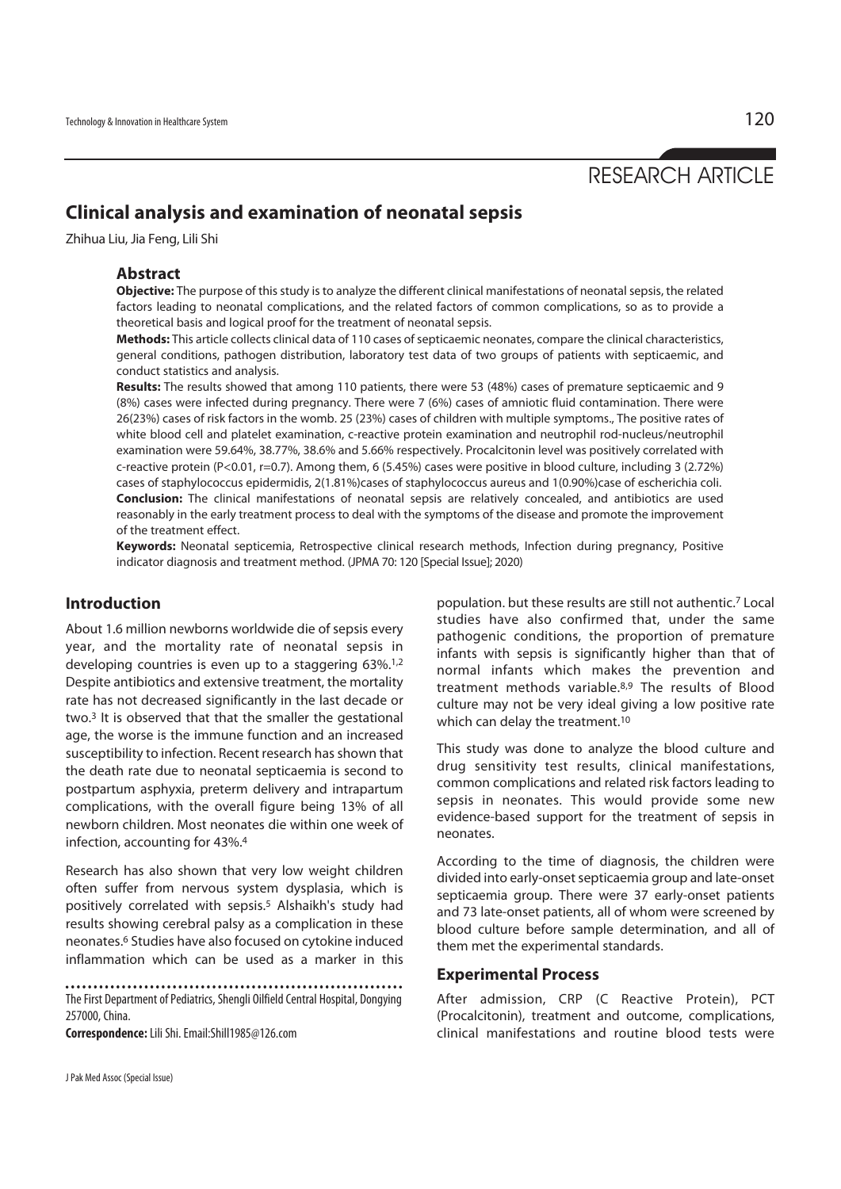RESEARCH ARTICLE

# Clinical analysis and examination of neonatal sepsis

Zhihua Liu, Jia Feng, Lili Shi

## Abstract

**Objective:** The purpose of this study is to analyze the different clinical manifestations of neonatal sepsis, the related factors leading to neonatal complications, and the related factors of common complications, so as to provide a theoretical basis and logical proof for the treatment of neonatal sepsis.

**Methods:** This article collects clinical data of 110 cases of septicaemic neonates, compare the clinical characteristics, general conditions, pathogen distribution, laboratory test data of two groups of patients with septicaemic, and conduct statistics and analysis.

**Results:** The results showed that among 110 patients, there were 53 (48%) cases of premature septicaemic and 9 (8%) cases were infected during pregnancy. There were 7 (6%) cases of amniotic fluid contamination. There were 26(23%) cases of risk factors in the womb. 25 (23%) cases of children with multiple symptoms., The positive rates of white blood cell and platelet examination, c-reactive protein examination and neutrophil rod-nucleus/neutrophil examination were 59.64%, 38.77%, 38.6% and 5.66% respectively. Procalcitonin level was positively correlated with c-reactive protein ($P<0.01$, $r=0.7$). Among them, 6 (5.45%) cases were positive in blood culture, including 3 (2.72%) cases of staphylococcus epidermidis, 2(1.81%)cases of staphylococcus aureus and 1(0.90%)case of escherichia coli.

**Conclusion:** The clinical manifestations of neonatal sepsis are relatively concealed, and antibiotics are used reasonably in the early treatment process to deal with the symptoms of the disease and promote the improvement of the treatment effect.

**Keywords:** Neonatal septicemia, Retrospective clinical research methods, Infection during pregnancy, Positive indicator diagnosis and treatment method. (JPMA 70: 120 [Special Issue]; 2020)

## Introduction

About 1.6 million newborns worldwide die of sepsis every year, and the mortality rate of neonatal sepsis in developing countries is even up to a staggering 63%.[1,2] Despite antibiotics and extensive treatment, the mortality rate has not decreased significantly in the last decade or two.[3] It is observed that that the smaller the gestational age, the worse is the immune function and an increased susceptibility to infection. Recent research has shown that the death rate due to neonatal septicaemia is second to postpartum asphyxia, preterm delivery and intrapartum complications, with the overall figure being 13% of all newborn children. Most neonates die within one week of infection, accounting for 43%.[4]

Research has also shown that very low weight children often suffer from nervous system dysplasia, which is positively correlated with sepsis.[5] Alshaikh's study had results showing cerebral palsy as a complication in these neonates.[6] Studies have also focused on cytokine induced inflammation which can be used as a marker in this population. but these results are still not authentic.[7] Local studies have also confirmed that, under the same pathogenic conditions, the proportion of premature infants with sepsis is significantly higher than that of normal infants which makes the prevention and treatment methods variable.[8,9] The results of Blood culture may not be very ideal giving a low positive rate which can delay the treatment.[10]

This study was done to analyze the blood culture and drug sensitivity test results, clinical manifestations, common complications and related risk factors leading to sepsis in neonates. This would provide some new evidence-based support for the treatment of sepsis in neonates.

According to the time of diagnosis, the children were divided into early-onset septicaemia group and late-onset septicaemia group. There were 37 early-onset patients and 73 late-onset patients, all of whom were screened by blood culture before sample determination, and all of them met the experimental standards.

The First Department of Pediatrics, Shengli Oilfield Central Hospital, Dongying 257000, China.

**Correspondence:** Lili Shi. Email:Shill1985@126.com

## Experimental Process

After admission, CRP (C Reactive Protein), PCT (Procalcitonin), treatment and outcome, complications, clinical manifestations and routine blood tests were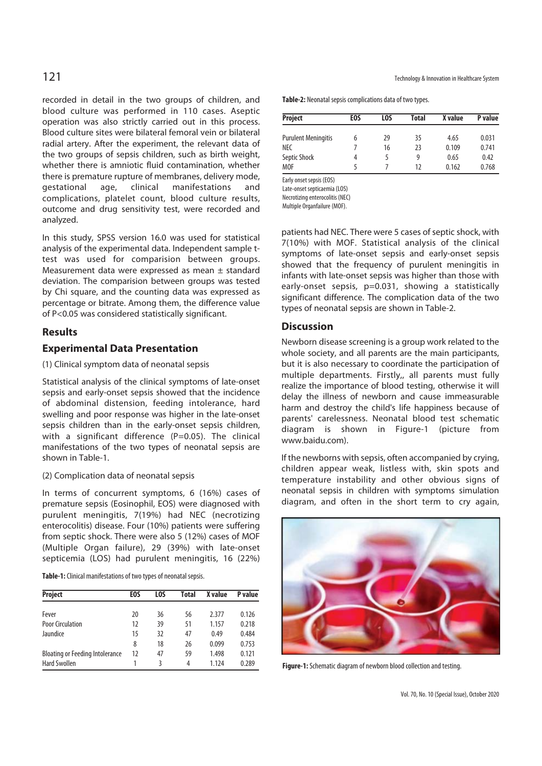recorded in detail in the two groups of children, and blood culture was performed in 110 cases. Aseptic operation was also strictly carried out in this process. Blood culture sites were bilateral femoral vein or bilateral radial artery. After the experiment, the relevant data of the two groups of sepsis children, such as birth weight, whether there is amniotic fluid contamination, whether there is premature rupture of membranes, delivery mode, gestational age, clinical manifestations and complications, platelet count, blood culture results, outcome and drug sensitivity test, were recorded and analyzed.

In this study, SPSS version 16.0 was used for statistical analysis of the experimental data. Independent sample t-test was used for comparision between groups. Measurement data were expressed as mean ± standard deviation. The comparision between groups was tested by Chi square, and the counting data was expressed as percentage or bitrate. Among them, the difference value of P<0.05 was considered statistically significant.

## Results

### Experimental Data Presentation

(1) Clinical symptom data of neonatal sepsis

Statistical analysis of the clinical symptoms of late-onset sepsis and early-onset sepsis showed that the incidence of abdominal distension, feeding intolerance, hard swelling and poor response was higher in the late-onset sepsis children than in the early-onset sepsis children, with a significant difference (P=0.05). The clinical manifestations of the two types of neonatal sepsis are shown in Table-1.

(2) Complication data of neonatal sepsis

In terms of concurrent symptoms, 6 (16%) cases of premature sepsis (Eosinophil, EOS) were diagnosed with purulent meningitis, 7(19%) had NEC (necrotizing enterocolitis) disease. Four (10%) patients were suffering from septic shock. There were also 5 (12%) cases of MOF (Multiple Organ failure), 29 (39%) with late-onset septicemia (LOS) had purulent meningitis, 16 (22%) patients had NEC. There were 5 cases of septic shock, with 7(10%) with MOF. Statistical analysis of the clinical symptoms of late-onset sepsis and early-onset sepsis showed that the frequency of purulent meningitis in infants with late-onset sepsis was higher than those with early-onset sepsis, p=0.031, showing a statistically significant difference. The complication data of the two types of neonatal sepsis are shown in Table-2.

**Table-1:** Clinical manifestations of two types of neonatal sepsis.

| Project | EOS | LOS | Total | X value | P value |
|---|---|---|---|---|---|
| Fever | 20 | 36 | 56 | 2.377 | 0.126 |
| Poor Circulation | 12 | 39 | 51 | 1.157 | 0.218 |
| Jaundice | 15 | 32 | 47 | 0.49 | 0.484 |
| | 8 | 18 | 26 | 0.099 | 0.753 |
| Bloating or Feeding Intolerance | 12 | 47 | 59 | 1.498 | 0.121 |
| Hard Swollen | 1 | 3 | 4 | 1.124 | 0.289 |

**Table-2:** Neonatal sepsis complications data of two types.

| Project | EOS | LOS | Total | X value | P value |
|---|---|---|---|---|---|
| Purulent Meningitis | 6 | 29 | 35 | 4.65 | 0.031 |
| NEC | 7 | 16 | 23 | 0.109 | 0.741 |
| Septic Shock | 4 | 5 | 9 | 0.65 | 0.42 |
| MOF | 5 | 7 | 12 | 0.162 | 0.768 |

Early onset sepsis (EOS)
Late-onset septicaemia (LOS)
Necrotizing enterocolitis (NEC)
Multiple Organfailure (MOF).

## Discussion

Newborn disease screening is a group work related to the whole society, and all parents are the main participants, but it is also necessary to coordinate the participation of multiple departments. Firstly,, all parents must fully realize the importance of blood testing, otherwise it will delay the illness of newborn and cause immeasurable harm and destroy the child's life happiness because of parents' carelessness. Neonatal blood test schematic diagram is shown in Figure-1 (picture from www.baidu.com).

If the newborns with sepsis, often accompanied by crying, children appear weak, listless with, skin spots and temperature instability and other obvious signs of neonatal sepsis in children with symptoms simulation diagram, and often in the short term to cry again,

**Figure-1:** Schematic diagram of newborn blood collection and testing.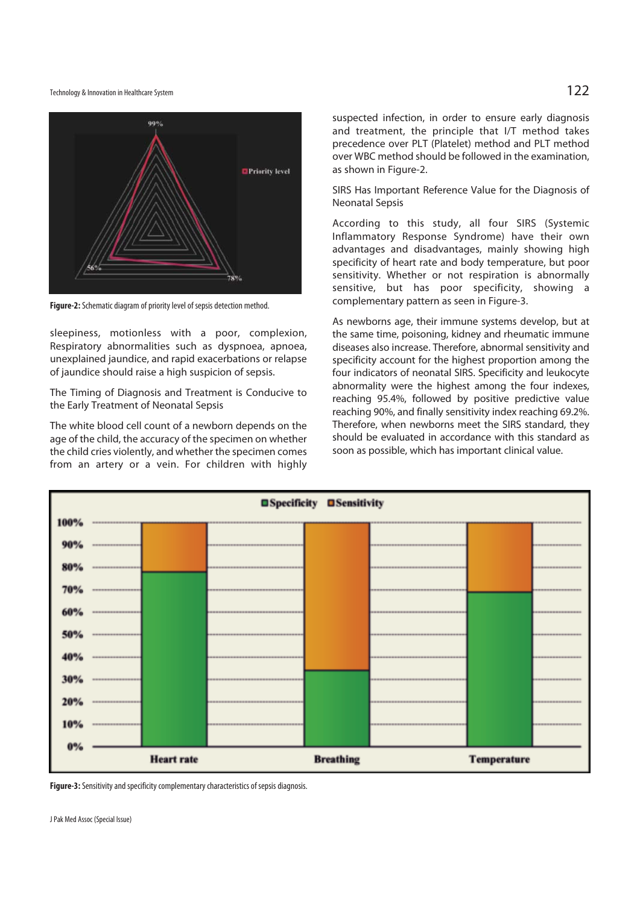Figure-2: Schematic diagram of priority level of sepsis detection method.

sleepiness, motionless with a poor, complexion, Respiratory abnormalities such as dyspnoea, apnoea, unexplained jaundice, and rapid exacerbations or relapse of jaundice should raise a high suspicion of sepsis.

## The Timing of Diagnosis and Treatment is Conducive to the Early Treatment of Neonatal Sepsis

The white blood cell count of a newborn depends on the age of the child, the accuracy of the specimen on whether the child cries violently, and whether the specimen comes from an artery or a vein. For children with highly suspected infection, in order to ensure early diagnosis and treatment, the principle that I/T method takes precedence over PLT (Platelet) method and PLT method over WBC method should be followed in the examination, as shown in Figure-2.

## SIRS Has Important Reference Value for the Diagnosis of Neonatal Sepsis

According to this study, all four SIRS (Systemic Inflammatory Response Syndrome) have their own advantages and disadvantages, mainly showing high specificity of heart rate and body temperature, but poor sensitivity. Whether or not respiration is abnormally sensitive, but has poor specificity, showing a complementary pattern as seen in Figure-3.

As newborns age, their immune systems develop, but at the same time, poisoning, kidney and rheumatic immune diseases also increase. Therefore, abnormal sensitivity and specificity account for the highest proportion among the four indicators of neonatal SIRS. Specificity and leukocyte abnormality were the highest among the four indexes, reaching 95.4%, followed by positive predictive value reaching 90%, and finally sensitivity index reaching 69.2%. Therefore, when newborns meet the SIRS standard, they should be evaluated in accordance with this standard as soon as possible, which has important clinical value.

Figure-3: Sensitivity and specificity complementary characteristics of sepsis diagnosis.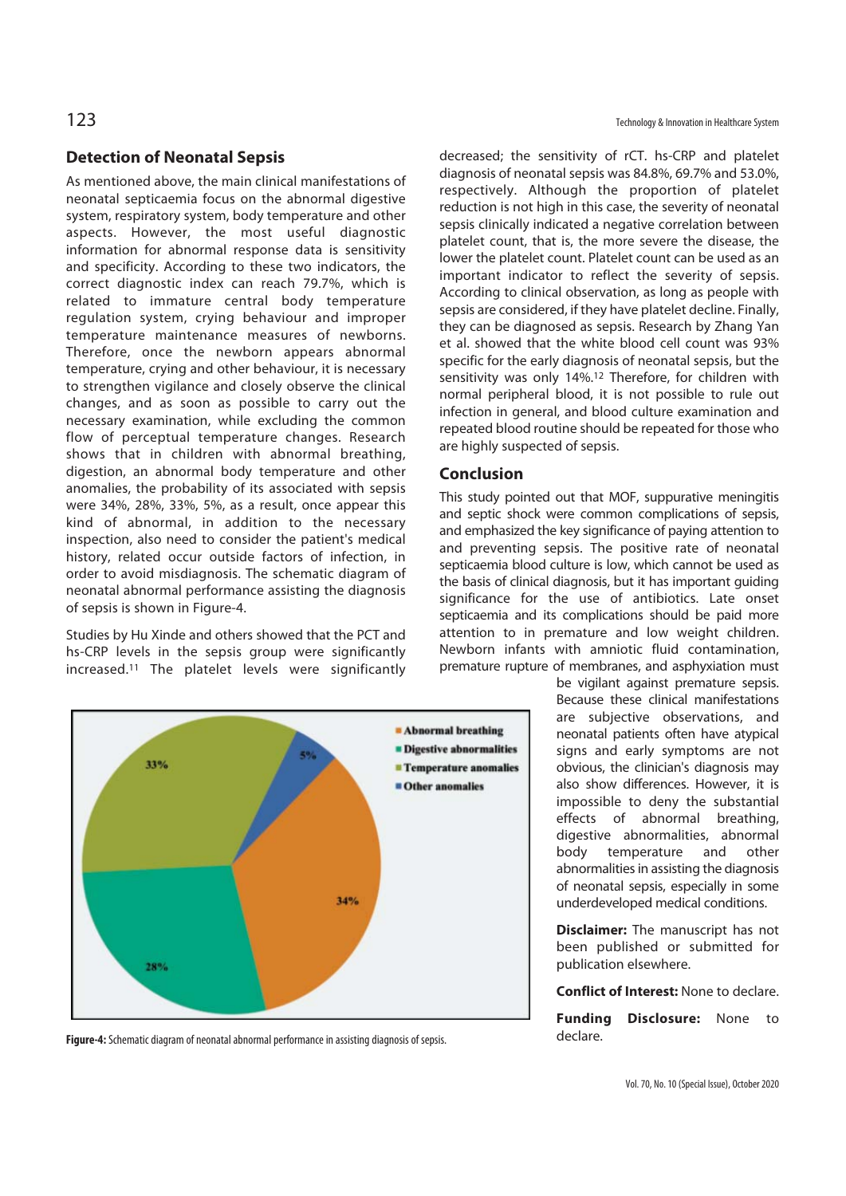## Detection of Neonatal Sepsis

As mentioned above, the main clinical manifestations of neonatal septicaemia focus on the abnormal digestive system, respiratory system, body temperature and other aspects. However, the most useful diagnostic information for abnormal response data is sensitivity and specificity. According to these two indicators, the correct diagnostic index can reach 79.7%, which is related to immature central body temperature regulation system, crying behaviour and improper temperature maintenance measures of newborns. Therefore, once the newborn appears abnormal temperature, crying and other behaviour, it is necessary to strengthen vigilance and closely observe the clinical changes, and as soon as possible to carry out the necessary examination, while excluding the common flow of perceptual temperature changes. Research shows that in children with abnormal breathing, digestion, an abnormal body temperature and other anomalies, the probability of its associated with sepsis were 34%, 28%, 33%, 5%, as a result, once appear this kind of abnormal, in addition to the necessary inspection, also need to consider the patient's medical history, related occur outside factors of infection, in order to avoid misdiagnosis. The schematic diagram of neonatal abnormal performance assisting the diagnosis of sepsis is shown in Figure-4.

Studies by Hu Xinde and others showed that the PCT and hs-CRP levels in the sepsis group were significantly increased.[11] The platelet levels were significantly decreased; the sensitivity of rCT. hs-CRP and platelet diagnosis of neonatal sepsis was 84.8%, 69.7% and 53.0%, respectively. Although the proportion of platelet reduction is not high in this case, the severity of neonatal sepsis clinically indicated a negative correlation between platelet count, that is, the more severe the disease, the lower the platelet count. Platelet count can be used as an important indicator to reflect the severity of sepsis. According to clinical observation, as long as people with sepsis are considered, if they have platelet decline. Finally, they can be diagnosed as sepsis. Research by Zhang Yan et al. showed that the white blood cell count was 93% specific for the early diagnosis of neonatal sepsis, but the sensitivity was only 14%.[12] Therefore, for children with normal peripheral blood, it is not possible to rule out infection in general, and blood culture examination and repeated blood routine should be repeated for those who are highly suspected of sepsis.

Figure-4: Schematic diagram of neonatal abnormal performance in assisting diagnosis of sepsis.

## Conclusion

This study pointed out that MOF, suppurative meningitis and septic shock were common complications of sepsis, and emphasized the key significance of paying attention to and preventing sepsis. The positive rate of neonatal septicaemia blood culture is low, which cannot be used as the basis of clinical diagnosis, but it has important guiding significance for the use of antibiotics. Late onset septicaemia and its complications should be paid more attention to in premature and low weight children. Newborn infants with amniotic fluid contamination, premature rupture of membranes, and asphyxiation must be vigilant against premature sepsis. Because these clinical manifestations are subjective observations, and neonatal patients often have atypical signs and early symptoms are not obvious, the clinician's diagnosis may also show differences. However, it is impossible to deny the substantial effects of abnormal breathing, digestive abnormalities, abnormal body temperature and other abnormalities in assisting the diagnosis of neonatal sepsis, especially in some underdeveloped medical conditions.

**Disclaimer:** The manuscript has not been published or submitted for publication elsewhere.

**Conflict of Interest:** None to declare.

**Funding Disclosure:** None to declare.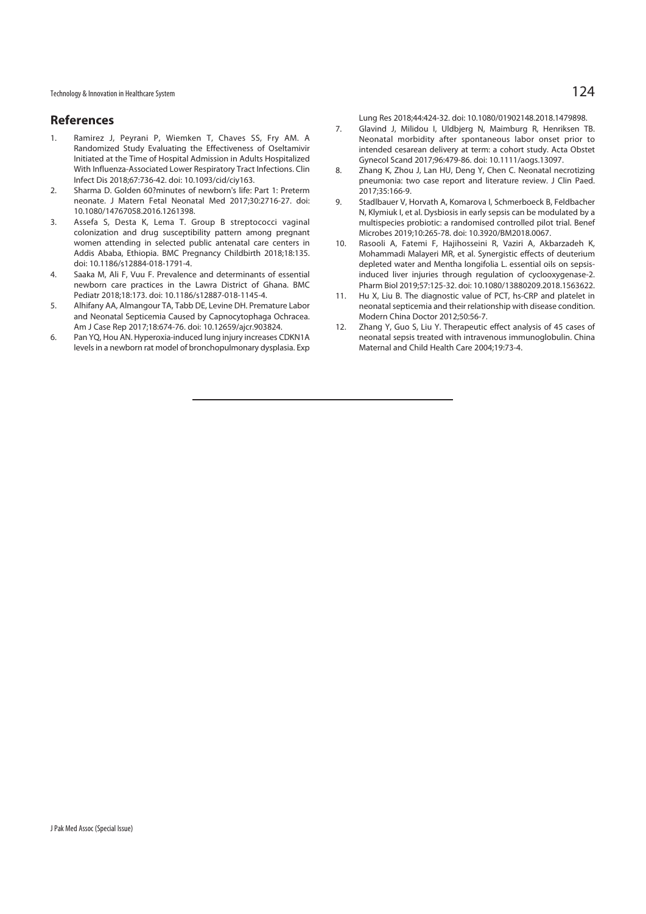## References

1. Ramirez J, Peyrani P, Wiemken T, Chaves SS, Fry AM. A Randomized Study Evaluating the Effectiveness of Oseltamivir Initiated at the Time of Hospital Admission in Adults Hospitalized With Influenza-Associated Lower Respiratory Tract Infections. Clin Infect Dis 2018;67:736-42. doi: 10.1093/cid/ciy163.
2. Sharma D. Golden 60?minutes of newborn's life: Part 1: Preterm neonate. J Matern Fetal Neonatal Med 2017;30:2716-27. doi: 10.1080/14767058.2016.1261398.
3. Assefa S, Desta K, Lema T. Group B streptococci vaginal colonization and drug susceptibility pattern among pregnant women attending in selected public antenatal care centers in Addis Ababa, Ethiopia. BMC Pregnancy Childbirth 2018;18:135. doi: 10.1186/s12884-018-1791-4.
4. Saaka M, Ali F, Vuu F. Prevalence and determinants of essential newborn care practices in the Lawra District of Ghana. BMC Pediatr 2018;18:173. doi: 10.1186/s12887-018-1145-4.
5. Alhifany AA, Almangour TA, Tabb DE, Levine DH. Premature Labor and Neonatal Septicemia Caused by Capnocytophaga Ochracea. Am J Case Rep 2017;18:674-76. doi: 10.12659/ajcr.903824.
6. Pan YQ, Hou AN. Hyperoxia-induced lung injury increases CDKN1A levels in a newborn rat model of bronchopulmonary dysplasia. Exp Lung Res 2018;44:424-32. doi: 10.1080/01902148.2018.1479898.
7. Glavind J, Milidou I, Uldbjerg N, Maimburg R, Henriksen TB. Neonatal morbidity after spontaneous labor onset prior to intended cesarean delivery at term: a cohort study. Acta Obstet Gynecol Scand 2017;96:479-86. doi: 10.1111/aogs.13097.
8. Zhang K, Zhou J, Lan HU, Deng Y, Chen C. Neonatal necrotizing pneumonia: two case report and literature review. J Clin Paed. 2017;35:166-9.
9. Stadlbauer V, Horvath A, Komarova I, Schmerboeck B, Feldbacher N, Klymiuk I, et al. Dysbiosis in early sepsis can be modulated by a multispecies probiotic: a randomised controlled pilot trial. Benef Microbes 2019;10:265-78. doi: 10.3920/BM2018.0067.
10. Rasooli A, Fatemi F, Hajihosseini R, Vaziri A, Akbarzadeh K, Mohammadi Malayeri MR, et al. Synergistic effects of deuterium depleted water and Mentha longifolia L. essential oils on sepsis-induced liver injuries through regulation of cyclooxygenase-2. Pharm Biol 2019;57:125-32. doi: 10.1080/13880209.2018.1563622.
11. Hu X, Liu B. The diagnostic value of PCT, hs-CRP and platelet in neonatal septicemia and their relationship with disease condition. Modern China Doctor 2012;50:56-7.
12. Zhang Y, Guo S, Liu Y. Therapeutic effect analysis of 45 cases of neonatal sepsis treated with intravenous immunoglobulin. China Maternal and Child Health Care 2004;19:73-4.